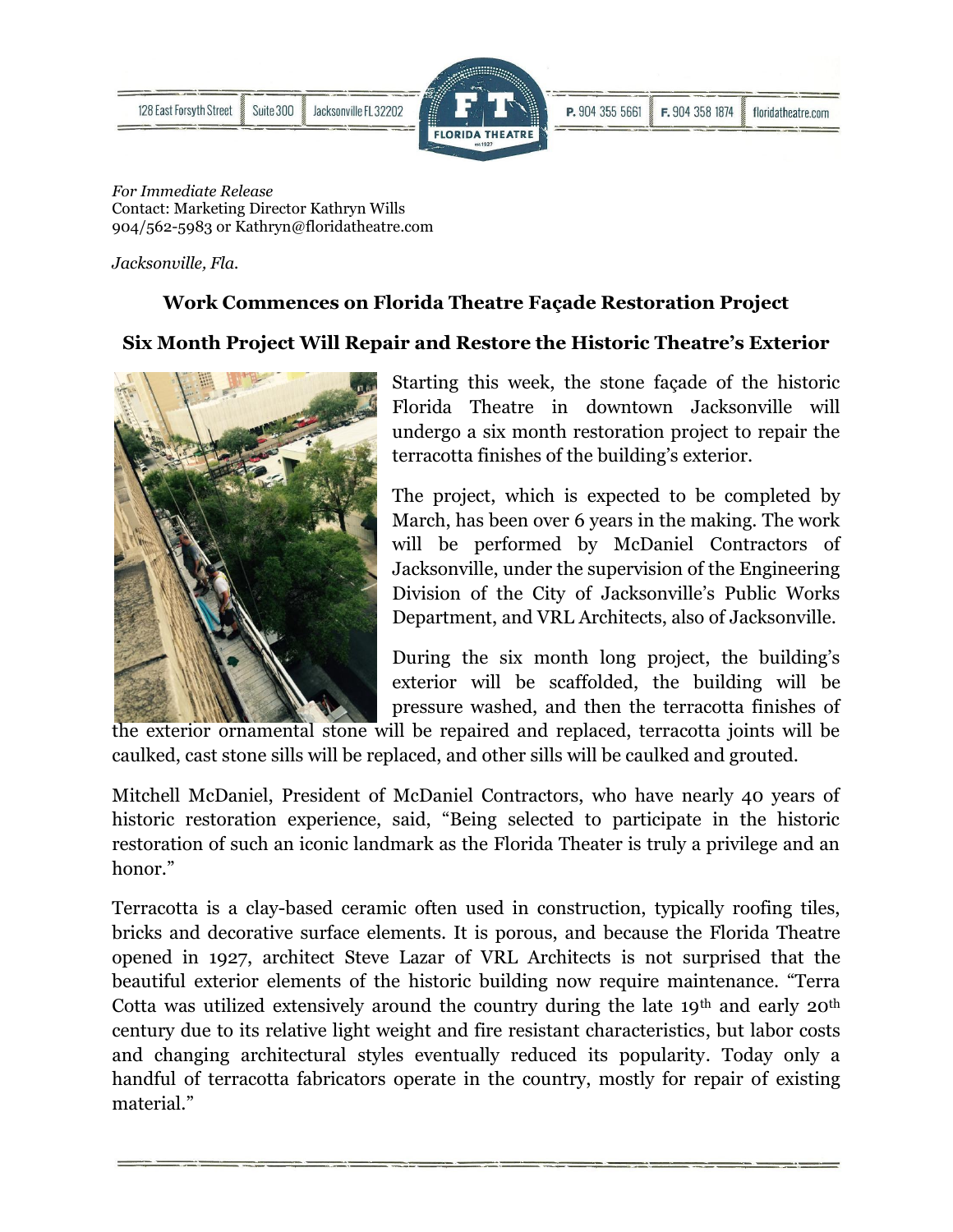128 East Forsyth Street | Suite 300 | Jacksonville FL 32202 | FLORIDA THEATRE | P. 904 355 5661 | F. 904 358 1874 | floridatheatre.com

*For Immediate Release*
Contact: Marketing Director Kathryn Wills
904/562-5983 or Kathryn@floridatheatre.com

*Jacksonville, Fla.*

## Work Commences on Florida Theatre Façade Restoration Project

### Six Month Project Will Repair and Restore the Historic Theatre's Exterior

Starting this week, the stone façade of the historic Florida Theatre in downtown Jacksonville will undergo a six month restoration project to repair the terracotta finishes of the building's exterior.

The project, which is expected to be completed by March, has been over 6 years in the making. The work will be performed by McDaniel Contractors of Jacksonville, under the supervision of the Engineering Division of the City of Jacksonville's Public Works Department, and VRL Architects, also of Jacksonville.

During the six month long project, the building's exterior will be scaffolded, the building will be pressure washed, and then the terracotta finishes of the exterior ornamental stone will be repaired and replaced, terracotta joints will be caulked, cast stone sills will be replaced, and other sills will be caulked and grouted.

Mitchell McDaniel, President of McDaniel Contractors, who have nearly 40 years of historic restoration experience, said, "Being selected to participate in the historic restoration of such an iconic landmark as the Florida Theater is truly a privilege and an honor."

Terracotta is a clay-based ceramic often used in construction, typically roofing tiles, bricks and decorative surface elements. It is porous, and because the Florida Theatre opened in 1927, architect Steve Lazar of VRL Architects is not surprised that the beautiful exterior elements of the historic building now require maintenance. "Terra Cotta was utilized extensively around the country during the late 19th and early 20th century due to its relative light weight and fire resistant characteristics, but labor costs and changing architectural styles eventually reduced its popularity. Today only a handful of terracotta fabricators operate in the country, mostly for repair of existing material."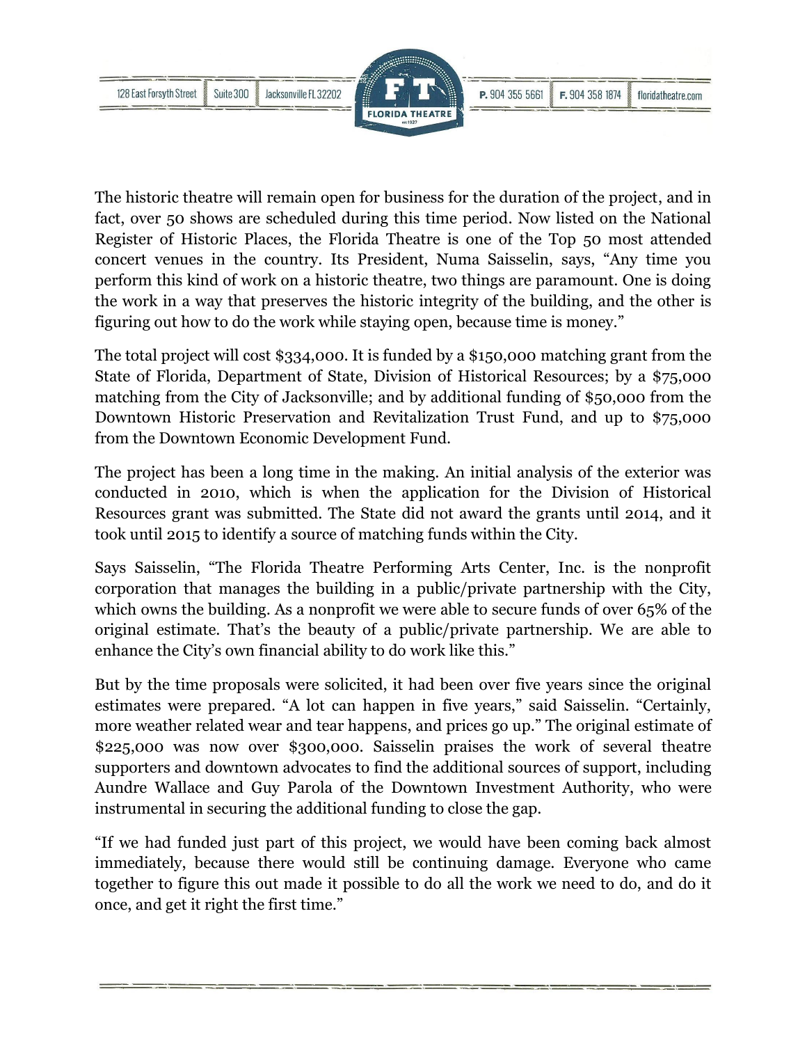The historic theatre will remain open for business for the duration of the project, and in fact, over 50 shows are scheduled during this time period. Now listed on the National Register of Historic Places, the Florida Theatre is one of the Top 50 most attended concert venues in the country. Its President, Numa Saisselin, says, "Any time you perform this kind of work on a historic theatre, two things are paramount. One is doing the work in a way that preserves the historic integrity of the building, and the other is figuring out how to do the work while staying open, because time is money."

The total project will cost $334,000. It is funded by a $150,000 matching grant from the State of Florida, Department of State, Division of Historical Resources; by a $75,000 matching from the City of Jacksonville; and by additional funding of $50,000 from the Downtown Historic Preservation and Revitalization Trust Fund, and up to $75,000 from the Downtown Economic Development Fund.

The project has been a long time in the making. An initial analysis of the exterior was conducted in 2010, which is when the application for the Division of Historical Resources grant was submitted. The State did not award the grants until 2014, and it took until 2015 to identify a source of matching funds within the City.

Says Saisselin, "The Florida Theatre Performing Arts Center, Inc. is the nonprofit corporation that manages the building in a public/private partnership with the City, which owns the building. As a nonprofit we were able to secure funds of over 65% of the original estimate. That's the beauty of a public/private partnership. We are able to enhance the City's own financial ability to do work like this."

But by the time proposals were solicited, it had been over five years since the original estimates were prepared. "A lot can happen in five years," said Saisselin. "Certainly, more weather related wear and tear happens, and prices go up." The original estimate of $225,000 was now over $300,000. Saisselin praises the work of several theatre supporters and downtown advocates to find the additional sources of support, including Aundre Wallace and Guy Parola of the Downtown Investment Authority, who were instrumental in securing the additional funding to close the gap.

"If we had funded just part of this project, we would have been coming back almost immediately, because there would still be continuing damage. Everyone who came together to figure this out made it possible to do all the work we need to do, and do it once, and get it right the first time."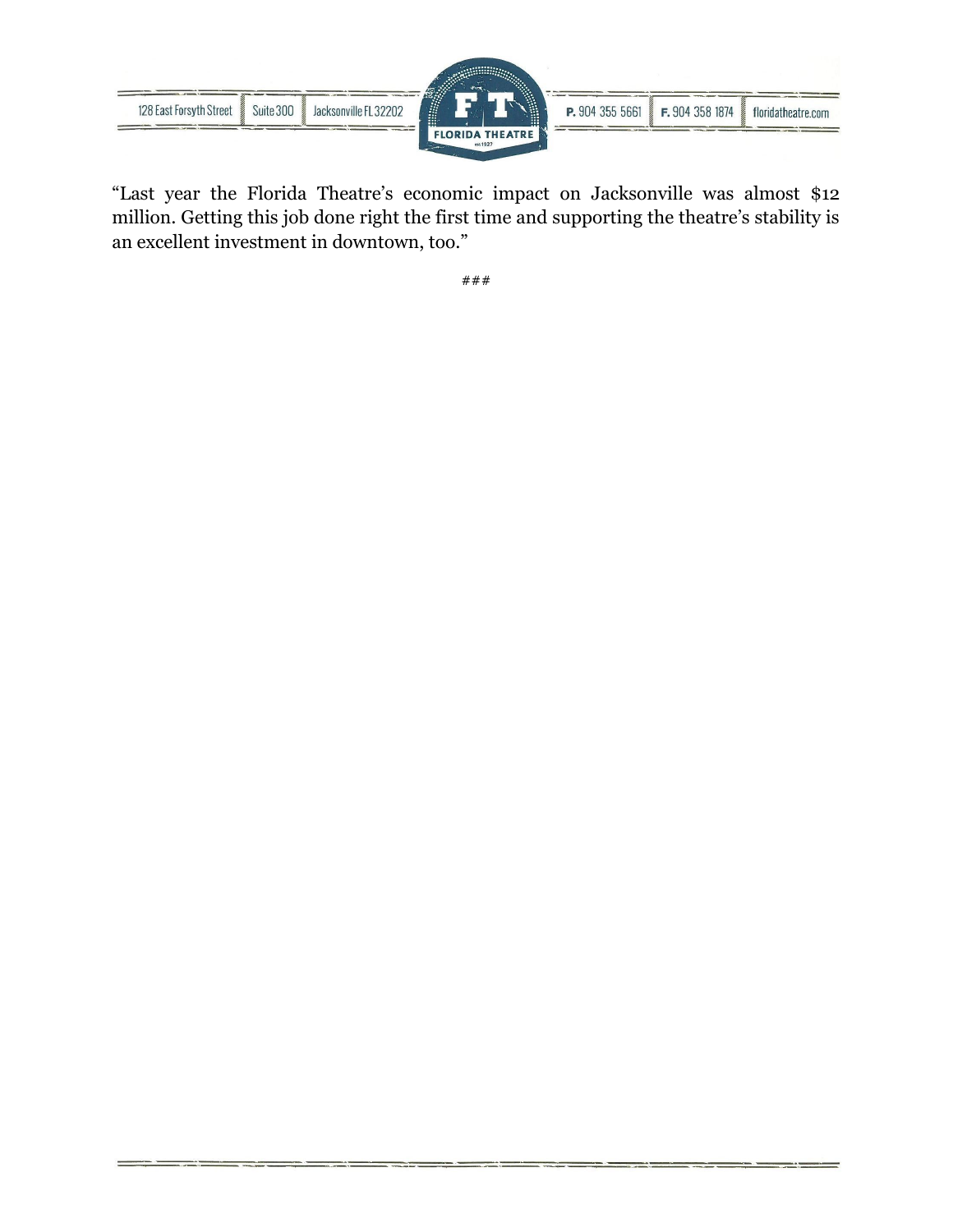"Last year the Florida Theatre's economic impact on Jacksonville was almost $12 million. Getting this job done right the first time and supporting the theatre's stability is an excellent investment in downtown, too."

###